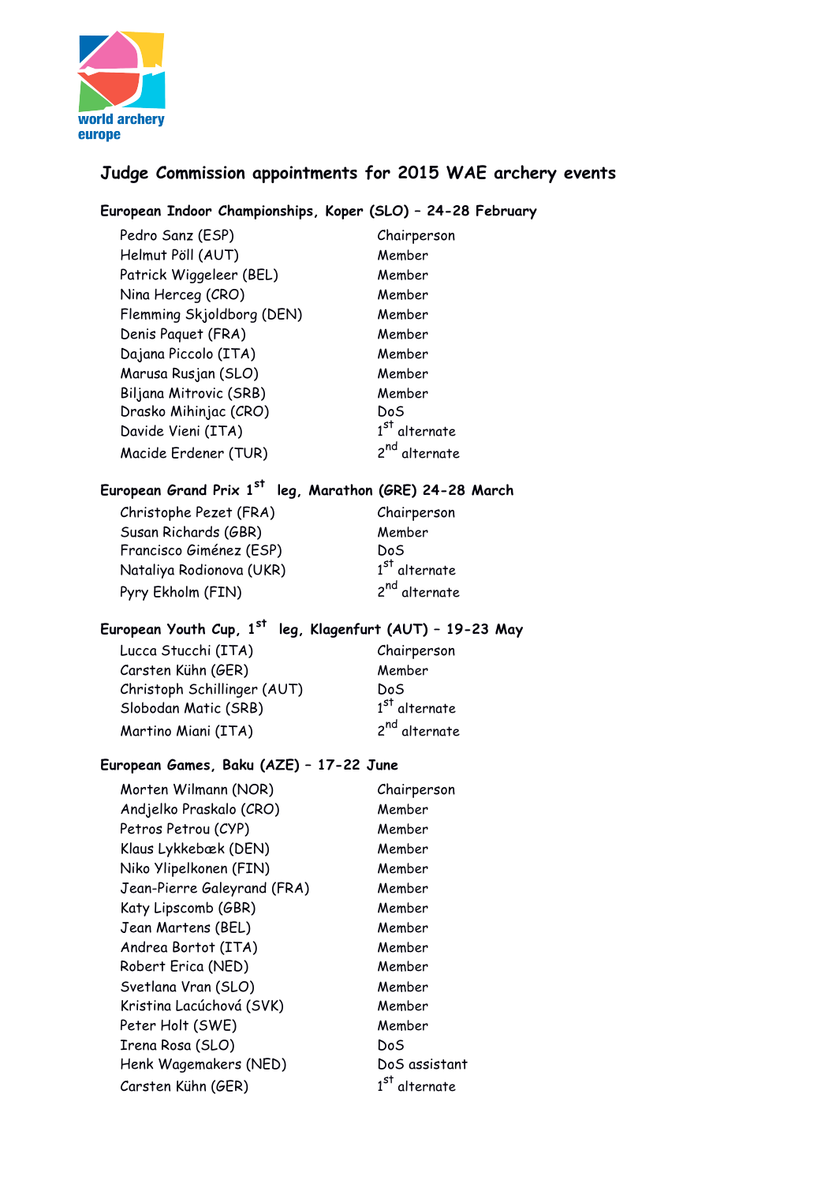world archery europe

# Judge Commission appointments for 2015 WAE archery events

## European Indoor Championships, Koper (SLO) – 24-28 February

| | |
|---|---|
| Pedro Sanz (ESP) | Chairperson |
| Helmut Pöll (AUT) | Member |
| Patrick Wiggeleer (BEL) | Member |
| Nina Herceg (CRO) | Member |
| Flemming Skjoldborg (DEN) | Member |
| Denis Paquet (FRA) | Member |
| Dajana Piccolo (ITA) | Member |
| Marusa Rusjan (SLO) | Member |
| Biljana Mitrovic (SRB) | Member |
| Drasko Mihinjac (CRO) | DoS |
| Davide Vieni (ITA) | 1st alternate |
| Macide Erdener (TUR) | 2nd alternate |

## European Grand Prix 1st leg, Marathon (GRE) 24-28 March

| | |
|---|---|
| Christophe Pezet (FRA) | Chairperson |
| Susan Richards (GBR) | Member |
| Francisco Giménez (ESP) | DoS |
| Nataliya Rodionova (UKR) | 1st alternate |
| Pyry Ekholm (FIN) | 2nd alternate |

## European Youth Cup, 1st leg, Klagenfurt (AUT) – 19-23 May

| | |
|---|---|
| Lucca Stucchi (ITA) | Chairperson |
| Carsten Kühn (GER) | Member |
| Christoph Schillinger (AUT) | DoS |
| Slobodan Matic (SRB) | 1st alternate |
| Martino Miani (ITA) | 2nd alternate |

## European Games, Baku (AZE) – 17-22 June

| | |
|---|---|
| Morten Wilmann (NOR) | Chairperson |
| Andjelko Praskalo (CRO) | Member |
| Petros Petrou (CYP) | Member |
| Klaus Lykkebæk (DEN) | Member |
| Niko Ylipelkonen (FIN) | Member |
| Jean-Pierre Galeyrand (FRA) | Member |
| Katy Lipscomb (GBR) | Member |
| Jean Martens (BEL) | Member |
| Andrea Bortot (ITA) | Member |
| Robert Erica (NED) | Member |
| Svetlana Vran (SLO) | Member |
| Kristina Lacúchová (SVK) | Member |
| Peter Holt (SWE) | Member |
| Irena Rosa (SLO) | DoS |
| Henk Wagemakers (NED) | DoS assistant |
| Carsten Kühn (GER) | 1st alternate |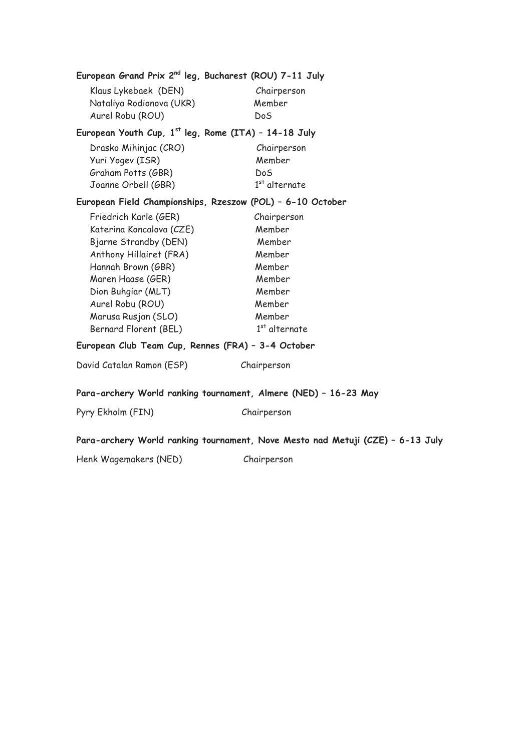**European Grand Prix 2nd leg, Bucharest (ROU) 7-11 July**

| | |
|---|---|
| Klaus Lykebaek (DEN) | Chairperson |
| Nataliya Rodionova (UKR) | Member |
| Aurel Robu (ROU) | DoS |

**European Youth Cup, 1st leg, Rome (ITA) – 14-18 July**

| | |
|---|---|
| Drasko Mihinjac (CRO) | Chairperson |
| Yuri Yogev (ISR) | Member |
| Graham Potts (GBR) | DoS |
| Joanne Orbell (GBR) | 1st alternate |

**European Field Championships, Rzeszow (POL) – 6-10 October**

| | |
|---|---|
| Friedrich Karle (GER) | Chairperson |
| Katerina Koncalova (CZE) | Member |
| Bjarne Strandby (DEN) | Member |
| Anthony Hillairet (FRA) | Member |
| Hannah Brown (GBR) | Member |
| Maren Haase (GER) | Member |
| Dion Buhgiar (MLT) | Member |
| Aurel Robu (ROU) | Member |
| Marusa Rusjan (SLO) | Member |
| Bernard Florent (BEL) | 1st alternate |

**European Club Team Cup, Rennes (FRA) – 3-4 October**

| | |
|---|---|
| David Catalan Ramon (ESP) | Chairperson |

**Para-archery World ranking tournament, Almere (NED) – 16-23 May**

| | |
|---|---|
| Pyry Ekholm (FIN) | Chairperson |

**Para-archery World ranking tournament, Nove Mesto nad Metuji (CZE) – 6-13 July**

| | |
|---|---|
| Henk Wagemakers (NED) | Chairperson |